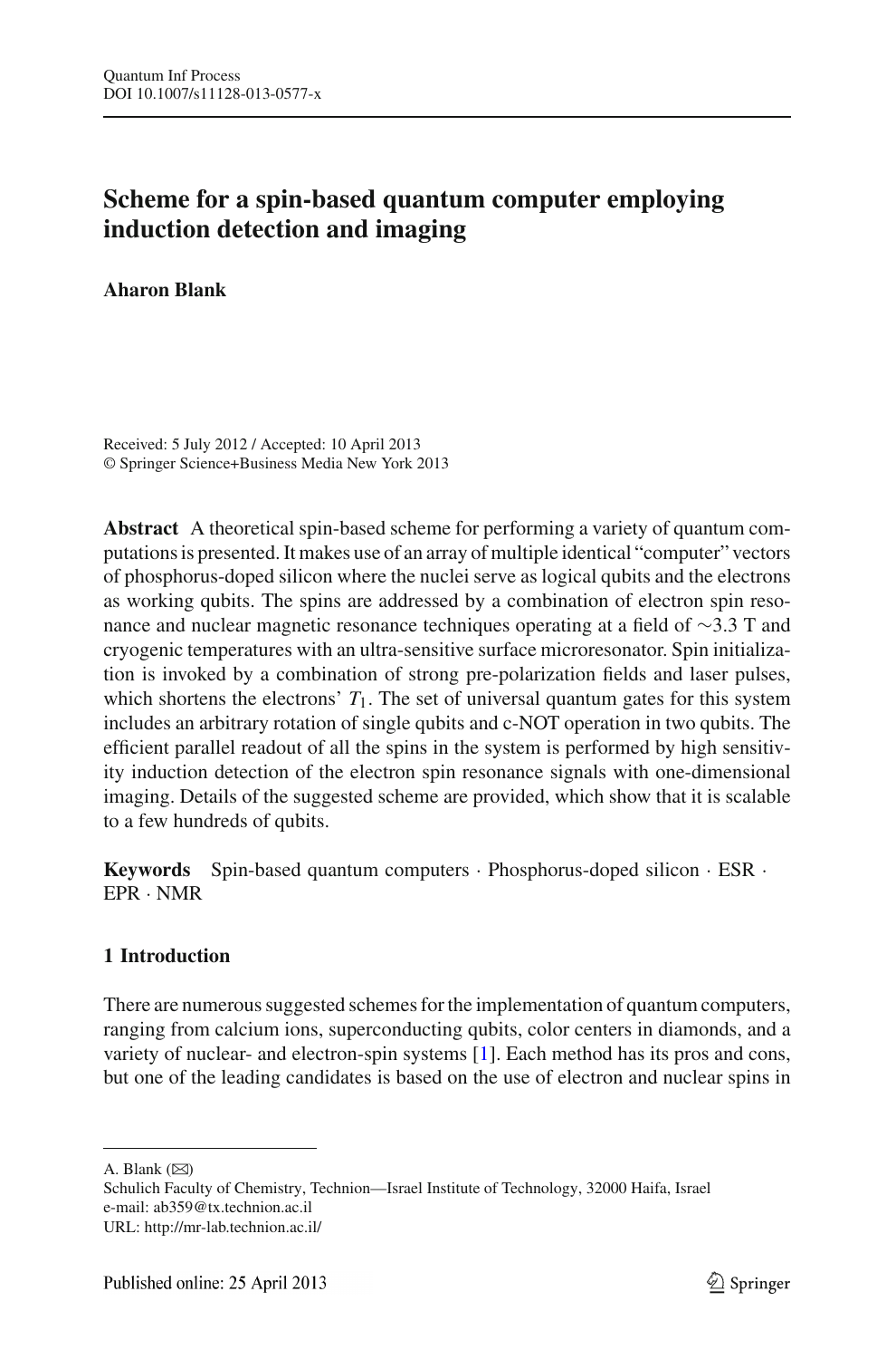# Scheme for a spin-based quantum computer employing induction detection and imaging

**Aharon Blank**

Received: 5 July 2012 / Accepted: 10 April 2013
© Springer Science+Business Media New York 2013

**Abstract** A theoretical spin-based scheme for performing a variety of quantum computations is presented. It makes use of an array of multiple identical "computer" vectors of phosphorus-doped silicon where the nuclei serve as logical qubits and the electrons as working qubits. The spins are addressed by a combination of electron spin resonance and nuclear magnetic resonance techniques operating at a field of ~3.3 T and cryogenic temperatures with an ultra-sensitive surface microresonator. Spin initialization is invoked by a combination of strong pre-polarization fields and laser pulses, which shortens the electrons' $T_1$. The set of universal quantum gates for this system includes an arbitrary rotation of single qubits and c-NOT operation in two qubits. The efficient parallel readout of all the spins in the system is performed by high sensitivity induction detection of the electron spin resonance signals with one-dimensional imaging. Details of the suggested scheme are provided, which show that it is scalable to a few hundreds of qubits.

**Keywords** Spin-based quantum computers · Phosphorus-doped silicon · ESR · EPR · NMR

## 1 Introduction

There are numerous suggested schemes for the implementation of quantum computers, ranging from calcium ions, superconducting qubits, color centers in diamonds, and a variety of nuclear- and electron-spin systems [1]. Each method has its pros and cons, but one of the leading candidates is based on the use of electron and nuclear spins in

---

A. Blank (✉)
Schulich Faculty of Chemistry, Technion—Israel Institute of Technology, 32000 Haifa, Israel
e-mail: ab359@tx.technion.ac.il
URL: http://mr-lab.technion.ac.il/

Published online: 25 April 2013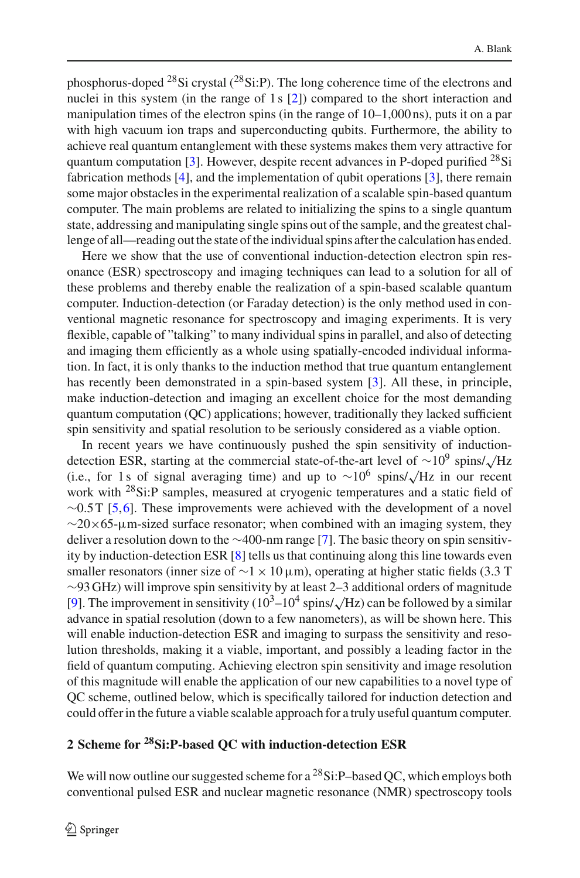phosphorus-doped $^{28}$Si crystal ($^{28}$Si:P). The long coherence time of the electrons and nuclei in this system (in the range of 1 s [2]) compared to the short interaction and manipulation times of the electron spins (in the range of 10–1,000 ns), puts it on a par with high vacuum ion traps and superconducting qubits. Furthermore, the ability to achieve real quantum entanglement with these systems makes them very attractive for quantum computation [3]. However, despite recent advances in P-doped purified $^{28}$Si fabrication methods [4], and the implementation of qubit operations [3], there remain some major obstacles in the experimental realization of a scalable spin-based quantum computer. The main problems are related to initializing the spins to a single quantum state, addressing and manipulating single spins out of the sample, and the greatest challenge of all—reading out the state of the individual spins after the calculation has ended.

Here we show that the use of conventional induction-detection electron spin resonance (ESR) spectroscopy and imaging techniques can lead to a solution for all of these problems and thereby enable the realization of a spin-based scalable quantum computer. Induction-detection (or Faraday detection) is the only method used in conventional magnetic resonance for spectroscopy and imaging experiments. It is very flexible, capable of "talking" to many individual spins in parallel, and also of detecting and imaging them efficiently as a whole using spatially-encoded individual information. In fact, it is only thanks to the induction method that true quantum entanglement has recently been demonstrated in a spin-based system [3]. All these, in principle, make induction-detection and imaging an excellent choice for the most demanding quantum computation (QC) applications; however, traditionally they lacked sufficient spin sensitivity and spatial resolution to be seriously considered as a viable option.

In recent years we have continuously pushed the spin sensitivity of induction-detection ESR, starting at the commercial state-of-the-art level of $\sim 10^9$ spins/$\sqrt{\text{Hz}}$ (i.e., for 1 s of signal averaging time) and up to $\sim 10^6$ spins/$\sqrt{\text{Hz}}$ in our recent work with $^{28}$Si:P samples, measured at cryogenic temperatures and a static field of $\sim$0.5 T [5,6]. These improvements were achieved with the development of a novel $\sim 20 \times 65$-μm-sized surface resonator; when combined with an imaging system, they deliver a resolution down to the $\sim$400-nm range [7]. The basic theory on spin sensitivity by induction-detection ESR [8] tells us that continuing along this line towards even smaller resonators (inner size of $\sim 1 \times 10$ μm), operating at higher static fields (3.3 T $\sim$93 GHz) will improve spin sensitivity by at least 2–3 additional orders of magnitude [9]. The improvement in sensitivity ($10^3$–$10^4$ spins/$\sqrt{\text{Hz}}$) can be followed by a similar advance in spatial resolution (down to a few nanometers), as will be shown here. This will enable induction-detection ESR and imaging to surpass the sensitivity and resolution thresholds, making it a viable, important, and possibly a leading factor in the field of quantum computing. Achieving electron spin sensitivity and image resolution of this magnitude will enable the application of our new capabilities to a novel type of QC scheme, outlined below, which is specifically tailored for induction detection and could offer in the future a viable scalable approach for a truly useful quantum computer.

## 2 Scheme for $^{28}$Si:P-based QC with induction-detection ESR

We will now outline our suggested scheme for a $^{28}$Si:P–based QC, which employs both conventional pulsed ESR and nuclear magnetic resonance (NMR) spectroscopy tools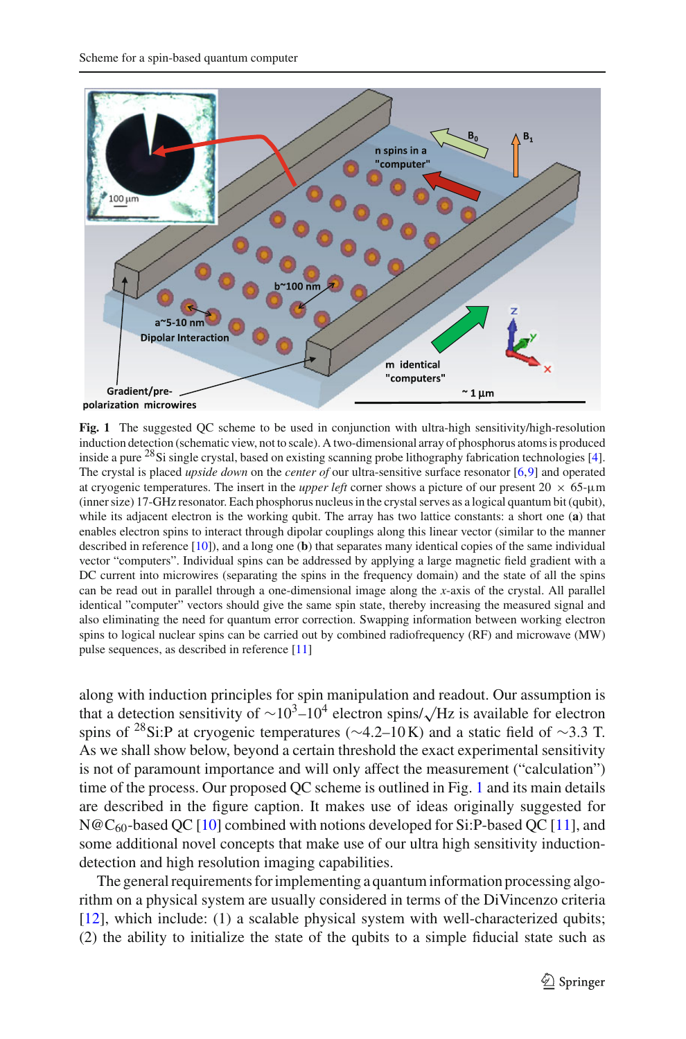n spins in a "computer"

$B_0$

$B_1$

100 µm

b~100 nm

a~5-10 nm

Dipolar Interaction

Gradient/pre-polarization microwires

m identical "computers"

~ 1 µm

z

y

x

**Fig. 1** The suggested QC scheme to be used in conjunction with ultra-high sensitivity/high-resolution induction detection (schematic view, not to scale). A two-dimensional array of phosphorus atoms is produced inside a pure $^{28}$Si single crystal, based on existing scanning probe lithography fabrication technologies [4]. The crystal is placed *upside down* on the *center of* our ultra-sensitive surface resonator [6,9] and operated at cryogenic temperatures. The insert in the *upper left* corner shows a picture of our present $20 \times 65$-µm (inner size) 17-GHz resonator. Each phosphorus nucleus in the crystal serves as a logical quantum bit (qubit), while its adjacent electron is the working qubit. The array has two lattice constants: a short one (**a**) that enables electron spins to interact through dipolar couplings along this linear vector (similar to the manner described in reference [10]), and a long one (**b**) that separates many identical copies of the same individual vector "computers". Individual spins can be addressed by applying a large magnetic field gradient with a DC current into microwires (separating the spins in the frequency domain) and the state of all the spins can be read out in parallel through a one-dimensional image along the *x*-axis of the crystal. All parallel identical "computer" vectors should give the same spin state, thereby increasing the measured signal and also eliminating the need for quantum error correction. Swapping information between working electron spins to logical nuclear spins can be carried out by combined radiofrequency (RF) and microwave (MW) pulse sequences, as described in reference [11]

along with induction principles for spin manipulation and readout. Our assumption is that a detection sensitivity of $\sim 10^3$–$10^4$ electron spins/$\sqrt{\text{Hz}}$ is available for electron spins of $^{28}$Si:P at cryogenic temperatures ($\sim$4.2–10 K) and a static field of $\sim$3.3 T. As we shall show below, beyond a certain threshold the exact experimental sensitivity is not of paramount importance and will only affect the measurement ("calculation") time of the process. Our proposed QC scheme is outlined in Fig. 1 and its main details are described in the figure caption. It makes use of ideas originally suggested for N@$C_{60}$-based QC [10] combined with notions developed for Si:P-based QC [11], and some additional novel concepts that make use of our ultra high sensitivity induction-detection and high resolution imaging capabilities.

The general requirements for implementing a quantum information processing algorithm on a physical system are usually considered in terms of the DiVincenzo criteria [12], which include: (1) a scalable physical system with well-characterized qubits; (2) the ability to initialize the state of the qubits to a simple fiducial state such as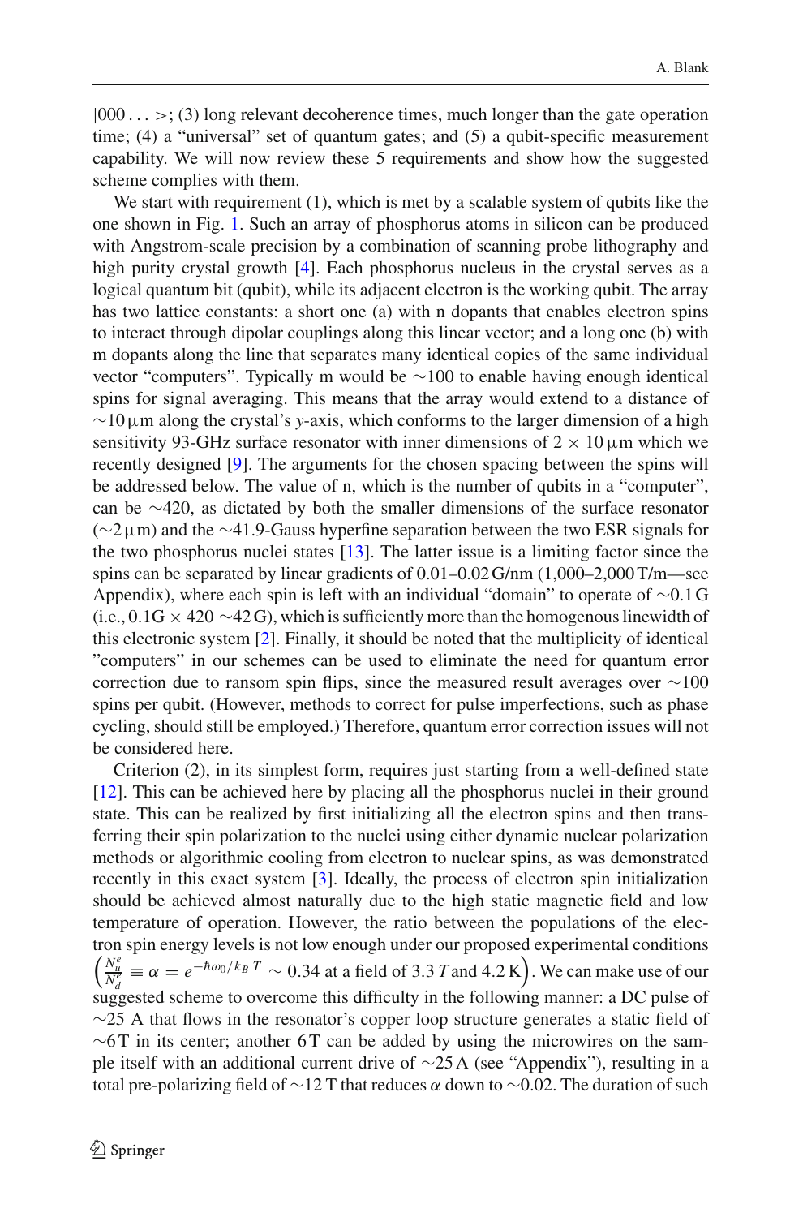$|000\ldots>$; (3) long relevant decoherence times, much longer than the gate operation time; (4) a "universal" set of quantum gates; and (5) a qubit-specific measurement capability. We will now review these 5 requirements and show how the suggested scheme complies with them.

We start with requirement (1), which is met by a scalable system of qubits like the one shown in Fig. 1. Such an array of phosphorus atoms in silicon can be produced with Angstrom-scale precision by a combination of scanning probe lithography and high purity crystal growth [4]. Each phosphorus nucleus in the crystal serves as a logical quantum bit (qubit), while its adjacent electron is the working qubit. The array has two lattice constants: a short one (a) with n dopants that enables electron spins to interact through dipolar couplings along this linear vector; and a long one (b) with m dopants along the line that separates many identical copies of the same individual vector "computers". Typically m would be $\sim$100 to enable having enough identical spins for signal averaging. This means that the array would extend to a distance of $\sim$10 μm along the crystal's $y$-axis, which conforms to the larger dimension of a high sensitivity 93-GHz surface resonator with inner dimensions of $2 \times 10\,\mu$m which we recently designed [9]. The arguments for the chosen spacing between the spins will be addressed below. The value of n, which is the number of qubits in a "computer", can be $\sim$420, as dictated by both the smaller dimensions of the surface resonator ($\sim$2 μm) and the $\sim$41.9-Gauss hyperfine separation between the two ESR signals for the two phosphorus nuclei states [13]. The latter issue is a limiting factor since the spins can be separated by linear gradients of 0.01–0.02 G/nm (1,000–2,000 T/m—see Appendix), where each spin is left with an individual "domain" to operate of $\sim$0.1 G (i.e., 0.1G $\times$ 420 $\sim$42 G), which is sufficiently more than the homogenous linewidth of this electronic system [2]. Finally, it should be noted that the multiplicity of identical "computers" in our schemes can be used to eliminate the need for quantum error correction due to ransom spin flips, since the measured result averages over $\sim$100 spins per qubit. (However, methods to correct for pulse imperfections, such as phase cycling, should still be employed.) Therefore, quantum error correction issues will not be considered here.

Criterion (2), in its simplest form, requires just starting from a well-defined state [12]. This can be achieved here by placing all the phosphorus nuclei in their ground state. This can be realized by first initializing all the electron spins and then transferring their spin polarization to the nuclei using either dynamic nuclear polarization methods or algorithmic cooling from electron to nuclear spins, as was demonstrated recently in this exact system [3]. Ideally, the process of electron spin initialization should be achieved almost naturally due to the high static magnetic field and low temperature of operation. However, the ratio between the populations of the electron spin energy levels is not low enough under our proposed experimental conditions $\left(\frac{N_u^e}{N_d^e} \equiv \alpha = e^{-\hbar\omega_0/k_B T} \sim 0.34 \text{ at a field of } 3.3\,T \text{ and } 4.2\,\text{K}\right)$. We can make use of our suggested scheme to overcome this difficulty in the following manner: a DC pulse of $\sim$25 A that flows in the resonator's copper loop structure generates a static field of $\sim$6 T in its center; another 6 T can be added by using the microwires on the sample itself with an additional current drive of $\sim$25 A (see "Appendix"), resulting in a total pre-polarizing field of $\sim$12 T that reduces $\alpha$ down to $\sim$0.02. The duration of such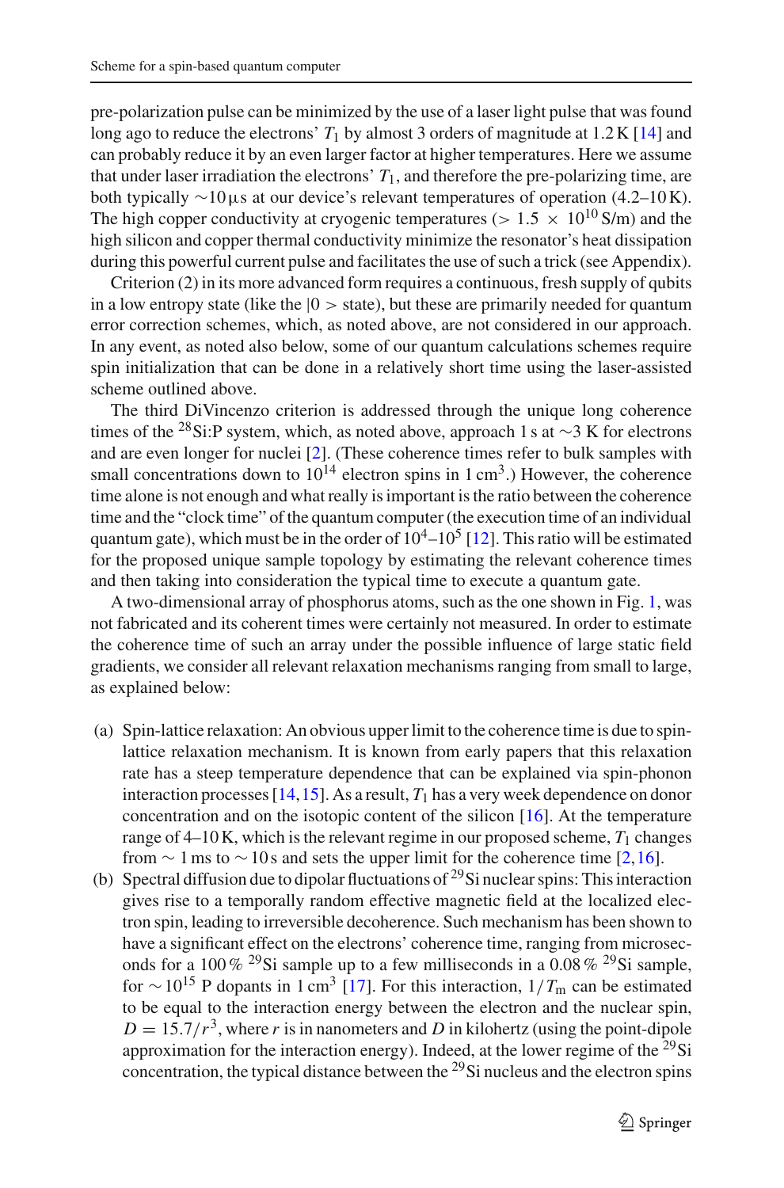pre-polarization pulse can be minimized by the use of a laser light pulse that was found long ago to reduce the electrons' $T_1$ by almost 3 orders of magnitude at 1.2 K [14] and can probably reduce it by an even larger factor at higher temperatures. Here we assume that under laser irradiation the electrons' $T_1$, and therefore the pre-polarizing time, are both typically $\sim 10\,\mu$s at our device's relevant temperatures of operation (4.2–10 K). The high copper conductivity at cryogenic temperatures ($> 1.5 \times 10^{10}$ S/m) and the high silicon and copper thermal conductivity minimize the resonator's heat dissipation during this powerful current pulse and facilitates the use of such a trick (see Appendix).

Criterion (2) in its more advanced form requires a continuous, fresh supply of qubits in a low entropy state (like the $|0>$ state), but these are primarily needed for quantum error correction schemes, which, as noted above, are not considered in our approach. In any event, as noted also below, some of our quantum calculations schemes require spin initialization that can be done in a relatively short time using the laser-assisted scheme outlined above.

The third DiVincenzo criterion is addressed through the unique long coherence times of the $^{28}$Si:P system, which, as noted above, approach 1 s at $\sim$3 K for electrons and are even longer for nuclei [2]. (These coherence times refer to bulk samples with small concentrations down to $10^{14}$ electron spins in 1 cm$^3$.) However, the coherence time alone is not enough and what really is important is the ratio between the coherence time and the "clock time" of the quantum computer (the execution time of an individual quantum gate), which must be in the order of $10^4$–$10^5$ [12]. This ratio will be estimated for the proposed unique sample topology by estimating the relevant coherence times and then taking into consideration the typical time to execute a quantum gate.

A two-dimensional array of phosphorus atoms, such as the one shown in Fig. 1, was not fabricated and its coherent times were certainly not measured. In order to estimate the coherence time of such an array under the possible influence of large static field gradients, we consider all relevant relaxation mechanisms ranging from small to large, as explained below:

(a) Spin-lattice relaxation: An obvious upper limit to the coherence time is due to spin-lattice relaxation mechanism. It is known from early papers that this relaxation rate has a steep temperature dependence that can be explained via spin-phonon interaction processes [14,15]. As a result, $T_1$ has a very week dependence on donor concentration and on the isotopic content of the silicon [16]. At the temperature range of 4–10 K, which is the relevant regime in our proposed scheme, $T_1$ changes from $\sim$ 1 ms to $\sim$ 10 s and sets the upper limit for the coherence time [2,16].

(b) Spectral diffusion due to dipolar fluctuations of $^{29}$Si nuclear spins: This interaction gives rise to a temporally random effective magnetic field at the localized electron spin, leading to irreversible decoherence. Such mechanism has been shown to have a significant effect on the electrons' coherence time, ranging from microseconds for a 100 % $^{29}$Si sample up to a few milliseconds in a 0.08 % $^{29}$Si sample, for $\sim 10^{15}$ P dopants in 1 cm$^3$ [17]. For this interaction, $1/T_{\mathrm{m}}$ can be estimated to be equal to the interaction energy between the electron and the nuclear spin, $D = 15.7/r^3$, where $r$ is in nanometers and $D$ in kilohertz (using the point-dipole approximation for the interaction energy). Indeed, at the lower regime of the $^{29}$Si concentration, the typical distance between the $^{29}$Si nucleus and the electron spins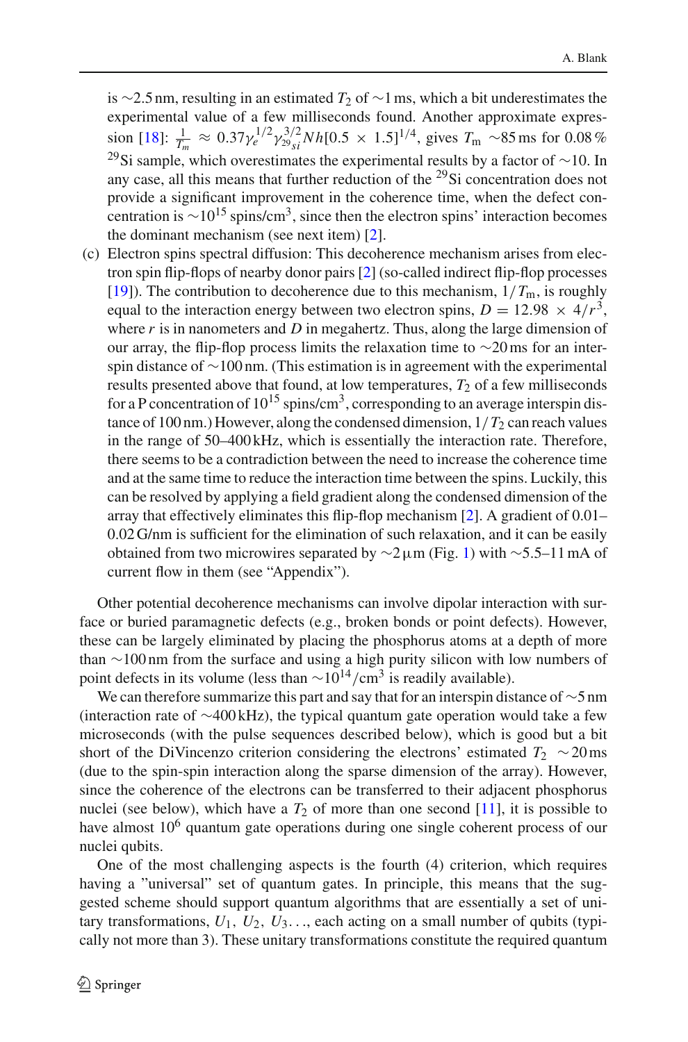is ~2.5 nm, resulting in an estimated $T_2$ of ~1 ms, which a bit underestimates the experimental value of a few milliseconds found. Another approximate expression [18]: $\frac{1}{T_m} \approx 0.37\gamma_e^{1/2}\gamma_{^{29}si}^{3/2} Nh[0.5 \times 1.5]^{1/4}$, gives $T_m$ ~85 ms for 0.08 % $^{29}$Si sample, which overestimates the experimental results by a factor of ~10. In any case, all this means that further reduction of the $^{29}$Si concentration does not provide a significant improvement in the coherence time, when the defect concentration is ~$10^{15}$ spins/cm$^3$, since then the electron spins' interaction becomes the dominant mechanism (see next item) [2].

(c) Electron spins spectral diffusion: This decoherence mechanism arises from electron spin flip-flops of nearby donor pairs [2] (so-called indirect flip-flop processes [19]). The contribution to decoherence due to this mechanism, $1/T_m$, is roughly equal to the interaction energy between two electron spins, $D = 12.98 \times 4/r^3$, where $r$ is in nanometers and $D$ in megahertz. Thus, along the large dimension of our array, the flip-flop process limits the relaxation time to ~20 ms for an interspin distance of ~100 nm. (This estimation is in agreement with the experimental results presented above that found, at low temperatures, $T_2$ of a few milliseconds for a P concentration of $10^{15}$ spins/cm$^3$, corresponding to an average interspin distance of 100 nm.) However, along the condensed dimension, $1/T_2$ can reach values in the range of 50–400 kHz, which is essentially the interaction rate. Therefore, there seems to be a contradiction between the need to increase the coherence time and at the same time to reduce the interaction time between the spins. Luckily, this can be resolved by applying a field gradient along the condensed dimension of the array that effectively eliminates this flip-flop mechanism [2]. A gradient of 0.01–0.02 G/nm is sufficient for the elimination of such relaxation, and it can be easily obtained from two microwires separated by ~2 μm (Fig. 1) with ~5.5–11 mA of current flow in them (see "Appendix").

Other potential decoherence mechanisms can involve dipolar interaction with surface or buried paramagnetic defects (e.g., broken bonds or point defects). However, these can be largely eliminated by placing the phosphorus atoms at a depth of more than ~100 nm from the surface and using a high purity silicon with low numbers of point defects in its volume (less than ~$10^{14}$/cm$^3$ is readily available).

We can therefore summarize this part and say that for an interspin distance of ~5 nm (interaction rate of ~400 kHz), the typical quantum gate operation would take a few microseconds (with the pulse sequences described below), which is good but a bit short of the DiVincenzo criterion considering the electrons' estimated $T_2$ ~20 ms (due to the spin-spin interaction along the sparse dimension of the array). However, since the coherence of the electrons can be transferred to their adjacent phosphorus nuclei (see below), which have a $T_2$ of more than one second [11], it is possible to have almost $10^6$ quantum gate operations during one single coherent process of our nuclei qubits.

One of the most challenging aspects is the fourth (4) criterion, which requires having a "universal" set of quantum gates. In principle, this means that the suggested scheme should support quantum algorithms that are essentially a set of unitary transformations, $U_1$, $U_2$, $U_3$..., each acting on a small number of qubits (typically not more than 3). These unitary transformations constitute the required quantum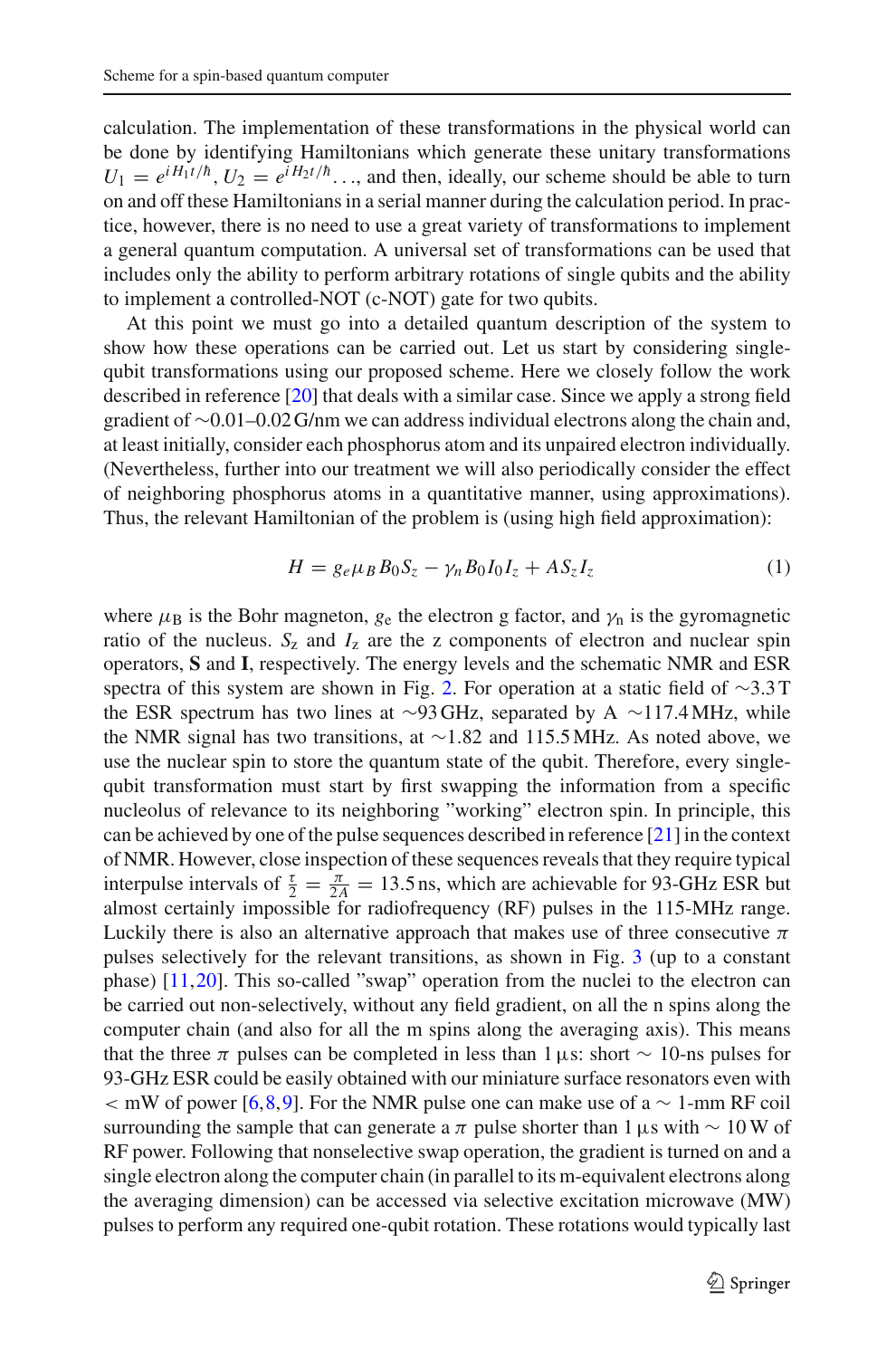calculation. The implementation of these transformations in the physical world can be done by identifying Hamiltonians which generate these unitary transformations $U_1 = e^{iH_1 t/\hbar}$, $U_2 = e^{iH_2 t/\hbar}$..., and then, ideally, our scheme should be able to turn on and off these Hamiltonians in a serial manner during the calculation period. In practice, however, there is no need to use a great variety of transformations to implement a general quantum computation. A universal set of transformations can be used that includes only the ability to perform arbitrary rotations of single qubits and the ability to implement a controlled-NOT (c-NOT) gate for two qubits.

At this point we must go into a detailed quantum description of the system to show how these operations can be carried out. Let us start by considering single-qubit transformations using our proposed scheme. Here we closely follow the work described in reference [20] that deals with a similar case. Since we apply a strong field gradient of ~0.01–0.02 G/nm we can address individual electrons along the chain and, at least initially, consider each phosphorus atom and its unpaired electron individually. (Nevertheless, further into our treatment we will also periodically consider the effect of neighboring phosphorus atoms in a quantitative manner, using approximations). Thus, the relevant Hamiltonian of the problem is (using high field approximation):

$$H = g_e \mu_B B_0 S_z - \gamma_n B_0 I_0 I_z + A S_z I_z \tag{1}$$

where $\mu_B$ is the Bohr magneton, $g_e$ the electron g factor, and $\gamma_n$ is the gyromagnetic ratio of the nucleus. $S_z$ and $I_z$ are the z components of electron and nuclear spin operators, **S** and **I**, respectively. The energy levels and the schematic NMR and ESR spectra of this system are shown in Fig. 2. For operation at a static field of ~3.3 T the ESR spectrum has two lines at ~93 GHz, separated by A ~117.4 MHz, while the NMR signal has two transitions, at ~1.82 and 115.5 MHz. As noted above, we use the nuclear spin to store the quantum state of the qubit. Therefore, every single-qubit transformation must start by first swapping the information from a specific nucleolus of relevance to its neighboring "working" electron spin. In principle, this can be achieved by one of the pulse sequences described in reference [21] in the context of NMR. However, close inspection of these sequences reveals that they require typical interpulse intervals of $\frac{\tau}{2} = \frac{\pi}{2A} = 13.5$ ns, which are achievable for 93-GHz ESR but almost certainly impossible for radiofrequency (RF) pulses in the 115-MHz range. Luckily there is also an alternative approach that makes use of three consecutive $\pi$ pulses selectively for the relevant transitions, as shown in Fig. 3 (up to a constant phase) [11,20]. This so-called "swap" operation from the nuclei to the electron can be carried out non-selectively, without any field gradient, on all the n spins along the computer chain (and also for all the m spins along the averaging axis). This means that the three $\pi$ pulses can be completed in less than 1 µs: short ~ 10-ns pulses for 93-GHz ESR could be easily obtained with our miniature surface resonators even with < mW of power [6,8,9]. For the NMR pulse one can make use of a ~ 1-mm RF coil surrounding the sample that can generate a $\pi$ pulse shorter than 1 µs with ~ 10 W of RF power. Following that nonselective swap operation, the gradient is turned on and a single electron along the computer chain (in parallel to its m-equivalent electrons along the averaging dimension) can be accessed via selective excitation microwave (MW) pulses to perform any required one-qubit rotation. These rotations would typically last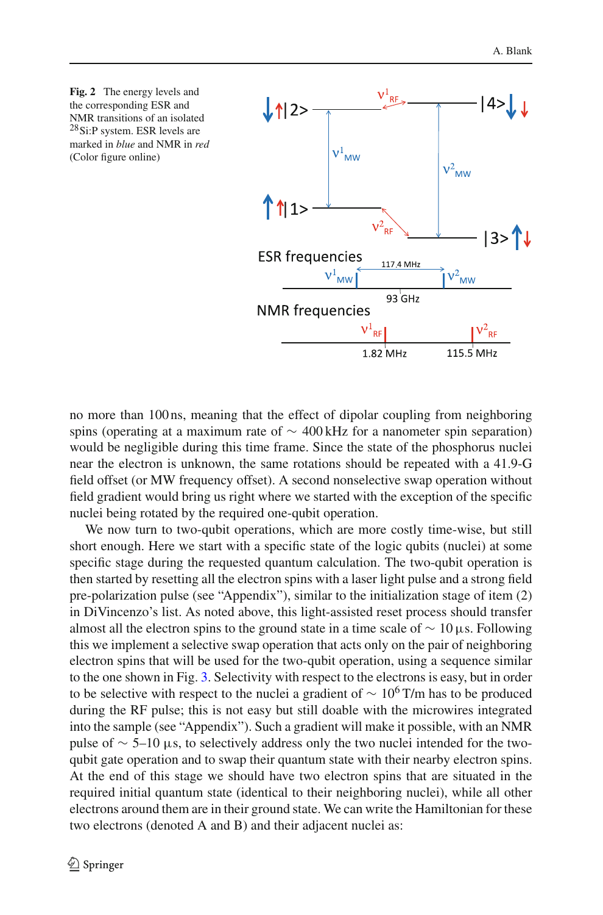**Fig. 2** The energy levels and the corresponding ESR and NMR transitions of an isolated $^{28}$Si:P system. ESR levels are marked in *blue* and NMR in *red* (Color figure online)

|2>
|4>
|1>
|3>
$\nu^1_{RF}$
$\nu^1_{MW}$
$\nu^2_{MW}$
$\nu^2_{RF}$
ESR frequencies
117.4 MHz
$\nu^1_{MW}$
$\nu^2_{MW}$
93 GHz
NMR frequencies
$\nu^1_{RF}$
$\nu^2_{RF}$
1.82 MHz
115.5 MHz

no more than 100 ns, meaning that the effect of dipolar coupling from neighboring spins (operating at a maximum rate of $\sim$ 400 kHz for a nanometer spin separation) would be negligible during this time frame. Since the state of the phosphorus nuclei near the electron is unknown, the same rotations should be repeated with a 41.9-G field offset (or MW frequency offset). A second nonselective swap operation without field gradient would bring us right where we started with the exception of the specific nuclei being rotated by the required one-qubit operation.

We now turn to two-qubit operations, which are more costly time-wise, but still short enough. Here we start with a specific state of the logic qubits (nuclei) at some specific stage during the requested quantum calculation. The two-qubit operation is then started by resetting all the electron spins with a laser light pulse and a strong field pre-polarization pulse (see "Appendix"), similar to the initialization stage of item (2) in DiVincenzo's list. As noted above, this light-assisted reset process should transfer almost all the electron spins to the ground state in a time scale of $\sim$ 10 µs. Following this we implement a selective swap operation that acts only on the pair of neighboring electron spins that will be used for the two-qubit operation, using a sequence similar to the one shown in Fig. 3. Selectivity with respect to the electrons is easy, but in order to be selective with respect to the nuclei a gradient of $\sim 10^6$ T/m has to be produced during the RF pulse; this is not easy but still doable with the microwires integrated into the sample (see "Appendix"). Such a gradient will make it possible, with an NMR pulse of $\sim$ 5–10 µs, to selectively address only the two nuclei intended for the two-qubit gate operation and to swap their quantum state with their nearby electron spins. At the end of this stage we should have two electron spins that are situated in the required initial quantum state (identical to their neighboring nuclei), while all other electrons around them are in their ground state. We can write the Hamiltonian for these two electrons (denoted A and B) and their adjacent nuclei as: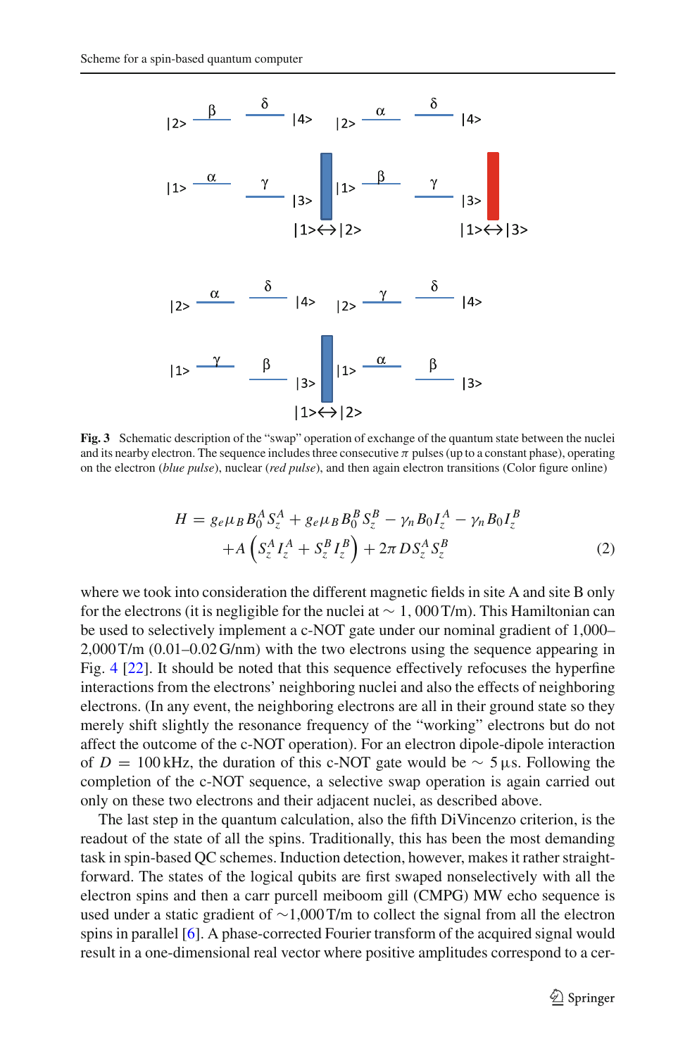|2> β δ |4> |2> α δ |4>

|1> α γ |3> |1> β γ |3>

|1>↔|2> |1>↔|3>

|2> α δ |4> |2> γ δ |4>

|1> γ β |3> |1> α β |3>

|1>↔|2>

**Fig. 3** Schematic description of the "swap" operation of exchange of the quantum state between the nuclei and its nearby electron. The sequence includes three consecutive $\pi$ pulses (up to a constant phase), operating on the electron (*blue pulse*), nuclear (*red pulse*), and then again electron transitions (Color figure online)

$$H = g_e \mu_B B_0^A S_z^A + g_e \mu_B B_0^B S_z^B - \gamma_n B_0 I_z^A - \gamma_n B_0 I_z^B + A\left(S_z^A I_z^A + S_z^B I_z^B\right) + 2\pi D S_z^A S_z^B \tag{2}$$

where we took into consideration the different magnetic fields in site A and site B only for the electrons (it is negligible for the nuclei at $\sim 1,000$ T/m). This Hamiltonian can be used to selectively implement a c-NOT gate under our nominal gradient of 1,000–2,000 T/m (0.01–0.02 G/nm) with the two electrons using the sequence appearing in Fig. 4 [22]. It should be noted that this sequence effectively refocuses the hyperfine interactions from the electrons' neighboring nuclei and also the effects of neighboring electrons. (In any event, the neighboring electrons are all in their ground state so they merely shift slightly the resonance frequency of the "working" electrons but do not affect the outcome of the c-NOT operation). For an electron dipole-dipole interaction of $D = 100$ kHz, the duration of this c-NOT gate would be $\sim 5\,\mu$s. Following the completion of the c-NOT sequence, a selective swap operation is again carried out only on these two electrons and their adjacent nuclei, as described above.

The last step in the quantum calculation, also the fifth DiVincenzo criterion, is the readout of the state of all the spins. Traditionally, this has been the most demanding task in spin-based QC schemes. Induction detection, however, makes it rather straightforward. The states of the logical qubits are first swaped nonselectively with all the electron spins and then a carr purcell meiboom gill (CMPG) MW echo sequence is used under a static gradient of $\sim$1,000 T/m to collect the signal from all the electron spins in parallel [6]. A phase-corrected Fourier transform of the acquired signal would result in a one-dimensional real vector where positive amplitudes correspond to a cer-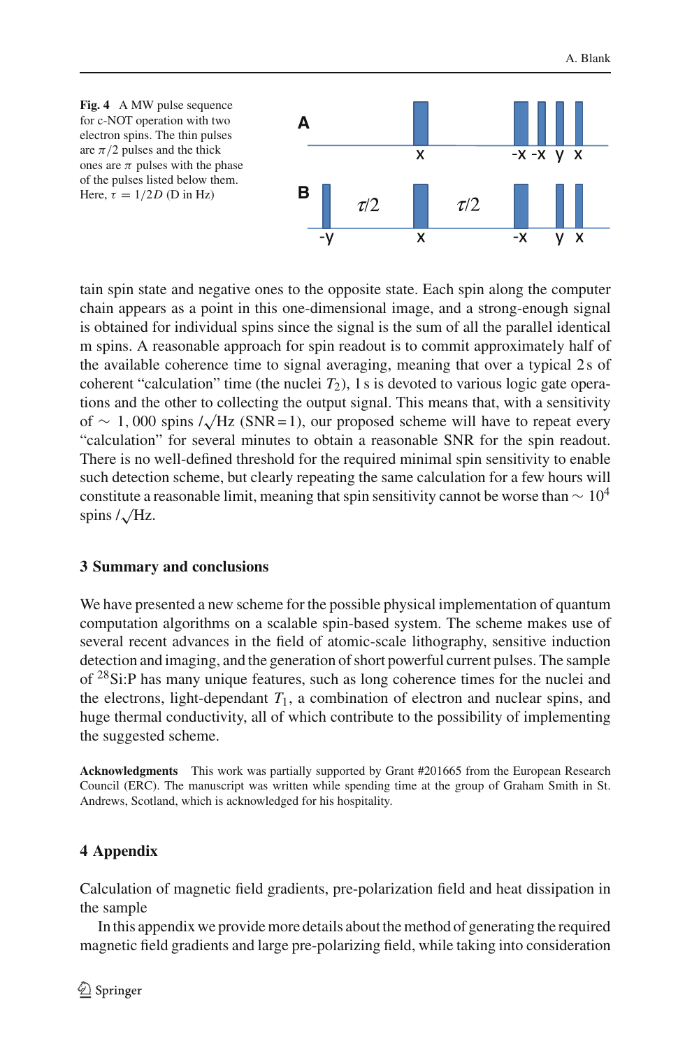**Fig. 4** A MW pulse sequence for c-NOT operation with two electron spins. The thin pulses are $\pi/2$ pulses and the thick ones are $\pi$ pulses with the phase of the pulses listed below them. Here, $\tau = 1/2D$ (D in Hz)

A

x

-x -x y x

B

$\tau/2$

$\tau/2$

-y

x

-x

y x

tain spin state and negative ones to the opposite state. Each spin along the computer chain appears as a point in this one-dimensional image, and a strong-enough signal is obtained for individual spins since the signal is the sum of all the parallel identical m spins. A reasonable approach for spin readout is to commit approximately half of the available coherence time to signal averaging, meaning that over a typical 2 s of coherent "calculation" time (the nuclei $T_2$), 1 s is devoted to various logic gate operations and the other to collecting the output signal. This means that, with a sensitivity of $\sim$ 1, 000 spins $/\sqrt{\text{Hz}}$ (SNR = 1), our proposed scheme will have to repeat every "calculation" for several minutes to obtain a reasonable SNR for the spin readout. There is no well-defined threshold for the required minimal spin sensitivity to enable such detection scheme, but clearly repeating the same calculation for a few hours will constitute a reasonable limit, meaning that spin sensitivity cannot be worse than $\sim 10^4$ spins $/\sqrt{\text{Hz}}$.

## 3 Summary and conclusions

We have presented a new scheme for the possible physical implementation of quantum computation algorithms on a scalable spin-based system. The scheme makes use of several recent advances in the field of atomic-scale lithography, sensitive induction detection and imaging, and the generation of short powerful current pulses. The sample of $^{28}$Si:P has many unique features, such as long coherence times for the nuclei and the electrons, light-dependant $T_1$, a combination of electron and nuclear spins, and huge thermal conductivity, all of which contribute to the possibility of implementing the suggested scheme.

**Acknowledgments** This work was partially supported by Grant #201665 from the European Research Council (ERC). The manuscript was written while spending time at the group of Graham Smith in St. Andrews, Scotland, which is acknowledged for his hospitality.

## 4 Appendix

Calculation of magnetic field gradients, pre-polarization field and heat dissipation in the sample

In this appendix we provide more details about the method of generating the required magnetic field gradients and large pre-polarizing field, while taking into consideration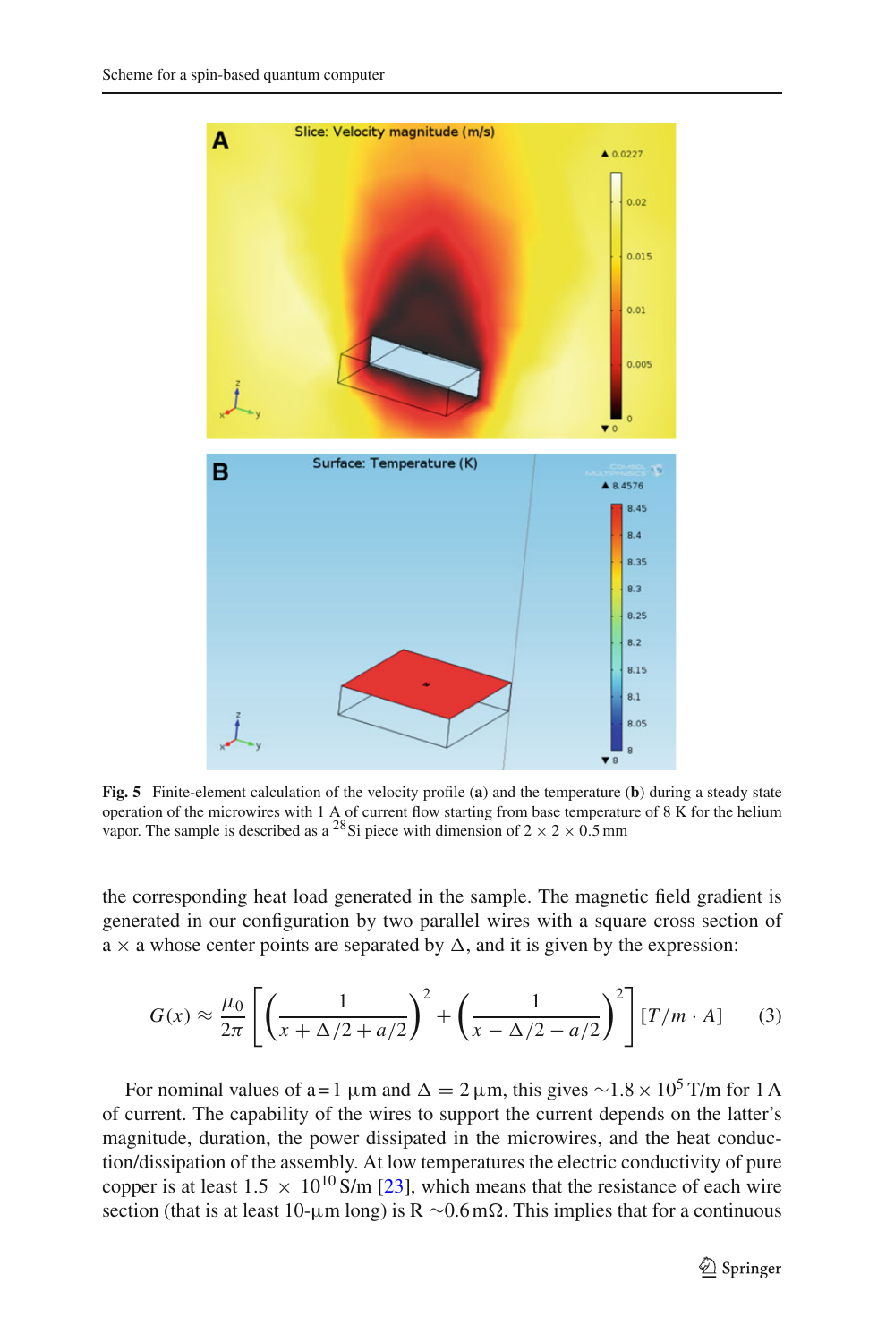A

Slice: Velocity magnitude (m/s)

▲ 0.0227

0.02

0.015

0.01

0.005

0

▼ 0

B

Surface: Temperature (K)

▲ 8.4576

8.45

8.4

8.35

8.3

8.25

8.2

8.15

8.1

8.05

8

▼ 8

**Fig. 5** Finite-element calculation of the velocity profile (**a**) and the temperature (**b**) during a steady state operation of the microwires with 1 A of current flow starting from base temperature of 8 K for the helium vapor. The sample is described as a $^{28}$Si piece with dimension of $2 \times 2 \times 0.5$ mm

the corresponding heat load generated in the sample. The magnetic field gradient is generated in our configuration by two parallel wires with a square cross section of a × a whose center points are separated by Δ, and it is given by the expression:

$$G(x) \approx \frac{\mu_0}{2\pi}\left[\left(\frac{1}{x+\Delta/2+a/2}\right)^2+\left(\frac{1}{x-\Delta/2-a/2}\right)^2\right] [T/m \cdot A] \qquad (3)$$

For nominal values of a = 1 µm and $\Delta = 2$ µm, this gives $\sim 1.8 \times 10^5$ T/m for 1 A of current. The capability of the wires to support the current depends on the latter's magnitude, duration, the power dissipated in the microwires, and the heat conduction/dissipation of the assembly. At low temperatures the electric conductivity of pure copper is at least $1.5 \times 10^{10}$ S/m [23], which means that the resistance of each wire section (that is at least 10-µm long) is R ∼0.6 mΩ. This implies that for a continuous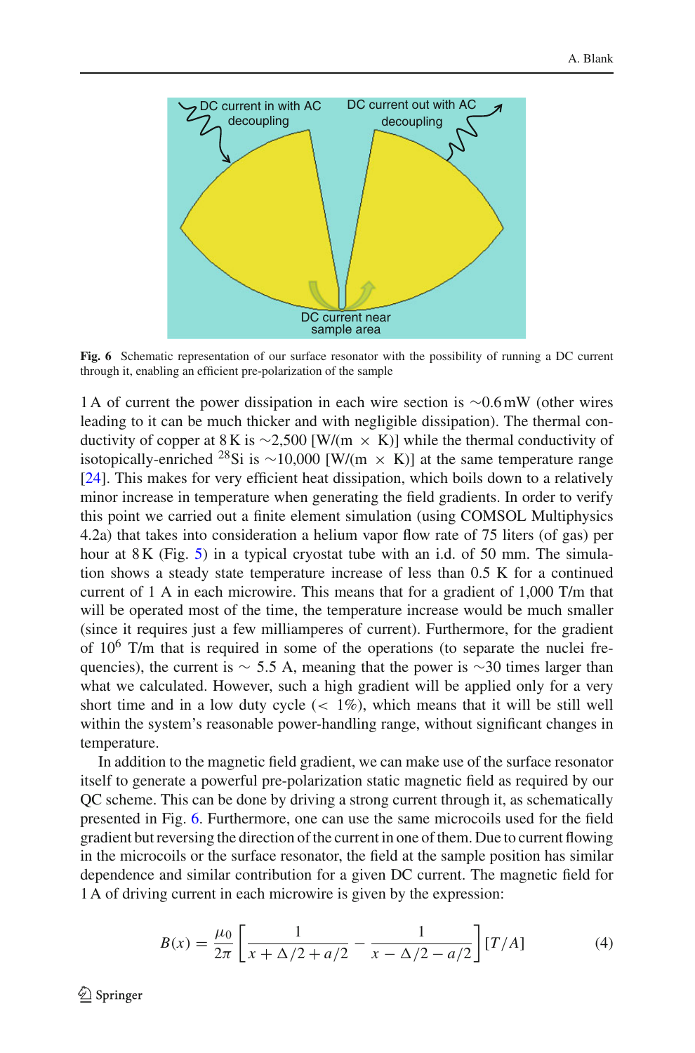Fig. 6 Schematic representation of our surface resonator with the possibility of running a DC current through it, enabling an efficient pre-polarization of the sample

1 A of current the power dissipation in each wire section is ~0.6 mW (other wires leading to it can be much thicker and with negligible dissipation). The thermal conductivity of copper at 8 K is ~2,500 [W/(m × K)] while the thermal conductivity of isotopically-enriched $^{28}$Si is ~10,000 [W/(m × K)] at the same temperature range [24]. This makes for very efficient heat dissipation, which boils down to a relatively minor increase in temperature when generating the field gradients. In order to verify this point we carried out a finite element simulation (using COMSOL Multiphysics 4.2a) that takes into consideration a helium vapor flow rate of 75 liters (of gas) per hour at 8 K (Fig. 5) in a typical cryostat tube with an i.d. of 50 mm. The simulation shows a steady state temperature increase of less than 0.5 K for a continued current of 1 A in each microwire. This means that for a gradient of 1,000 T/m that will be operated most of the time, the temperature increase would be much smaller (since it requires just a few milliamperes of current). Furthermore, for the gradient of $10^6$ T/m that is required in some of the operations (to separate the nuclei frequencies), the current is ~ 5.5 A, meaning that the power is ~30 times larger than what we calculated. However, such a high gradient will be applied only for a very short time and in a low duty cycle (< 1%), which means that it will be still well within the system's reasonable power-handling range, without significant changes in temperature.

In addition to the magnetic field gradient, we can make use of the surface resonator itself to generate a powerful pre-polarization static magnetic field as required by our QC scheme. This can be done by driving a strong current through it, as schematically presented in Fig. 6. Furthermore, one can use the same microcoils used for the field gradient but reversing the direction of the current in one of them. Due to current flowing in the microcoils or the surface resonator, the field at the sample position has similar dependence and similar contribution for a given DC current. The magnetic field for 1 A of driving current in each microwire is given by the expression:

$$B(x) = \frac{\mu_0}{2\pi}\left[\frac{1}{x + \Delta/2 + a/2} - \frac{1}{x - \Delta/2 - a/2}\right][T/A] \quad (4)$$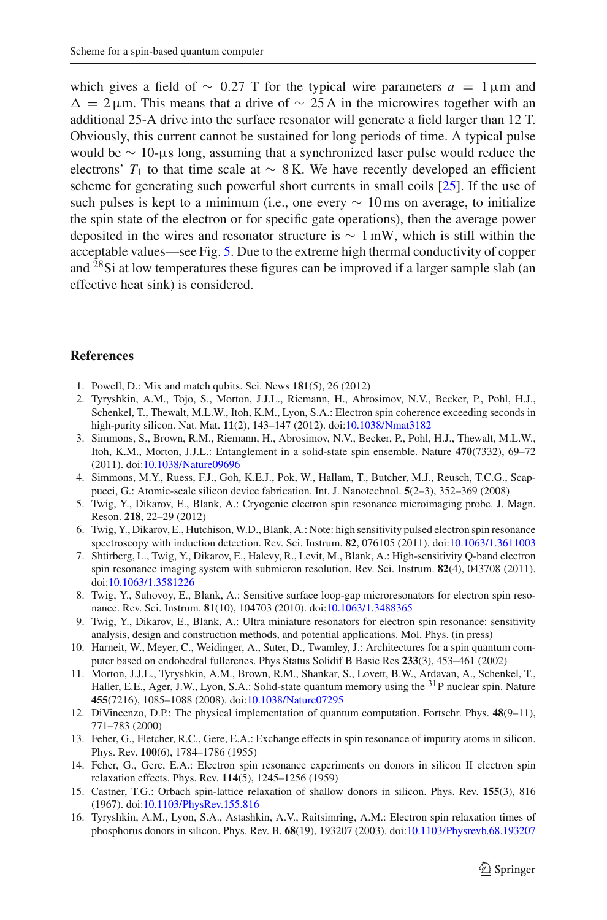which gives a field of $\sim$ 0.27 T for the typical wire parameters $a = 1\,\mu$m and $\Delta = 2\,\mu$m. This means that a drive of $\sim$ 25 A in the microwires together with an additional 25-A drive into the surface resonator will generate a field larger than 12 T. Obviously, this current cannot be sustained for long periods of time. A typical pulse would be $\sim$ 10-μs long, assuming that a synchronized laser pulse would reduce the electrons' $T_1$ to that time scale at $\sim$ 8 K. We have recently developed an efficient scheme for generating such powerful short currents in small coils [25]. If the use of such pulses is kept to a minimum (i.e., one every $\sim$ 10 ms on average, to initialize the spin state of the electron or for specific gate operations), then the average power deposited in the wires and resonator structure is $\sim$ 1 mW, which is still within the acceptable values—see Fig. 5. Due to the extreme high thermal conductivity of copper and $^{28}$Si at low temperatures these figures can be improved if a larger sample slab (an effective heat sink) is considered.

## References

1. Powell, D.: Mix and match qubits. Sci. News **181**(5), 26 (2012)
2. Tyryshkin, A.M., Tojo, S., Morton, J.J.L., Riemann, H., Abrosimov, N.V., Becker, P., Pohl, H.J., Schenkel, T., Thewalt, M.L.W., Itoh, K.M., Lyon, S.A.: Electron spin coherence exceeding seconds in high-purity silicon. Nat. Mat. **11**(2), 143–147 (2012). doi:10.1038/Nmat3182
3. Simmons, S., Brown, R.M., Riemann, H., Abrosimov, N.V., Becker, P., Pohl, H.J., Thewalt, M.L.W., Itoh, K.M., Morton, J.J.L.: Entanglement in a solid-state spin ensemble. Nature **470**(7332), 69–72 (2011). doi:10.1038/Nature09696
4. Simmons, M.Y., Ruess, F.J., Goh, K.E.J., Pok, W., Hallam, T., Butcher, M.J., Reusch, T.C.G., Scappucci, G.: Atomic-scale silicon device fabrication. Int. J. Nanotechnol. **5**(2–3), 352–369 (2008)
5. Twig, Y., Dikarov, E., Blank, A.: Cryogenic electron spin resonance microimaging probe. J. Magn. Reson. **218**, 22–29 (2012)
6. Twig, Y., Dikarov, E., Hutchison, W.D., Blank, A.: Note: high sensitivity pulsed electron spin resonance spectroscopy with induction detection. Rev. Sci. Instrum. **82**, 076105 (2011). doi:10.1063/1.3611003
7. Shtirberg, L., Twig, Y., Dikarov, E., Halevy, R., Levit, M., Blank, A.: High-sensitivity Q-band electron spin resonance imaging system with submicron resolution. Rev. Sci. Instrum. **82**(4), 043708 (2011). doi:10.1063/1.3581226
8. Twig, Y., Suhovoy, E., Blank, A.: Sensitive surface loop-gap microresonators for electron spin resonance. Rev. Sci. Instrum. **81**(10), 104703 (2010). doi:10.1063/1.3488365
9. Twig, Y., Dikarov, E., Blank, A.: Ultra miniature resonators for electron spin resonance: sensitivity analysis, design and construction methods, and potential applications. Mol. Phys. (in press)
10. Harneit, W., Meyer, C., Weidinger, A., Suter, D., Twamley, J.: Architectures for a spin quantum computer based on endohedral fullerenes. Phys Status Solidif B Basic Res **233**(3), 453–461 (2002)
11. Morton, J.J.L., Tyryshkin, A.M., Brown, R.M., Shankar, S., Lovett, B.W., Ardavan, A., Schenkel, T., Haller, E.E., Ager, J.W., Lyon, S.A.: Solid-state quantum memory using the $^{31}$P nuclear spin. Nature **455**(7216), 1085–1088 (2008). doi:10.1038/Nature07295
12. DiVincenzo, D.P.: The physical implementation of quantum computation. Fortschr. Phys. **48**(9–11), 771–783 (2000)
13. Feher, G., Fletcher, R.C., Gere, E.A.: Exchange effects in spin resonance of impurity atoms in silicon. Phys. Rev. **100**(6), 1784–1786 (1955)
14. Feher, G., Gere, E.A.: Electron spin resonance experiments on donors in silicon II electron spin relaxation effects. Phys. Rev. **114**(5), 1245–1256 (1959)
15. Castner, T.G.: Orbach spin-lattice relaxation of shallow donors in silicon. Phys. Rev. **155**(3), 816 (1967). doi:10.1103/PhysRev.155.816
16. Tyryshkin, A.M., Lyon, S.A., Astashkin, A.V., Raitsimring, A.M.: Electron spin relaxation times of phosphorus donors in silicon. Phys. Rev. B. **68**(19), 193207 (2003). doi:10.1103/Physrevb.68.193207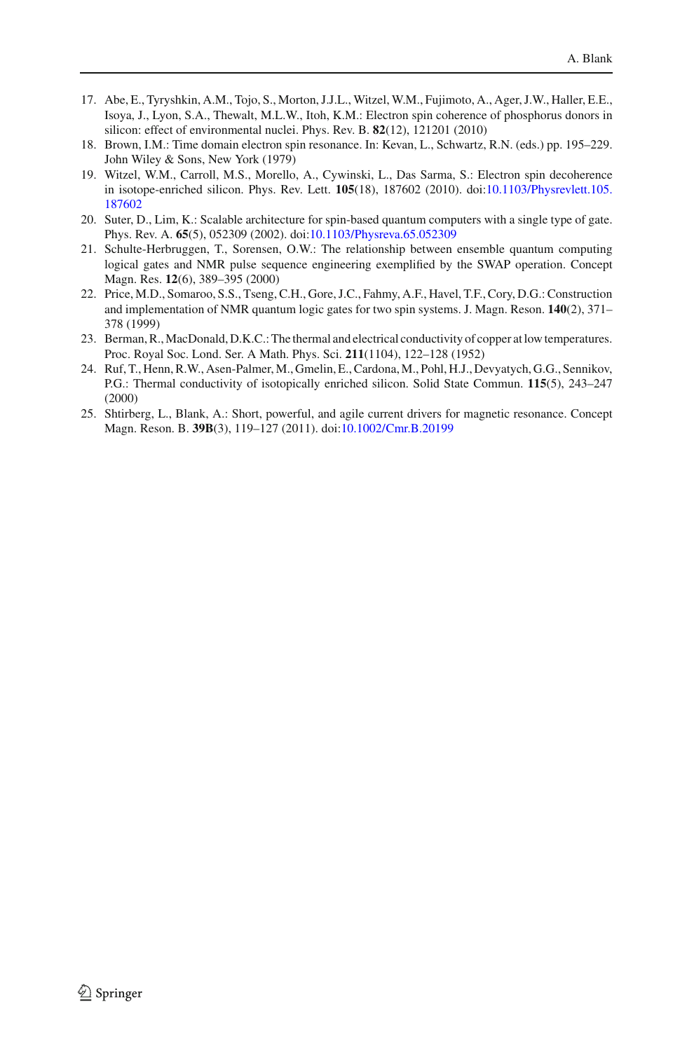17. Abe, E., Tyryshkin, A.M., Tojo, S., Morton, J.J.L., Witzel, W.M., Fujimoto, A., Ager, J.W., Haller, E.E., Isoya, J., Lyon, S.A., Thewalt, M.L.W., Itoh, K.M.: Electron spin coherence of phosphorus donors in silicon: effect of environmental nuclei. Phys. Rev. B. **82**(12), 121201 (2010)
18. Brown, I.M.: Time domain electron spin resonance. In: Kevan, L., Schwartz, R.N. (eds.) pp. 195–229. John Wiley & Sons, New York (1979)
19. Witzel, W.M., Carroll, M.S., Morello, A., Cywinski, L., Das Sarma, S.: Electron spin decoherence in isotope-enriched silicon. Phys. Rev. Lett. **105**(18), 187602 (2010). doi:10.1103/Physrevlett.105.187602
20. Suter, D., Lim, K.: Scalable architecture for spin-based quantum computers with a single type of gate. Phys. Rev. A. **65**(5), 052309 (2002). doi:10.1103/Physreva.65.052309
21. Schulte-Herbruggen, T., Sorensen, O.W.: The relationship between ensemble quantum computing logical gates and NMR pulse sequence engineering exemplified by the SWAP operation. Concept Magn. Res. **12**(6), 389–395 (2000)
22. Price, M.D., Somaroo, S.S., Tseng, C.H., Gore, J.C., Fahmy, A.F., Havel, T.F., Cory, D.G.: Construction and implementation of NMR quantum logic gates for two spin systems. J. Magn. Reson. **140**(2), 371–378 (1999)
23. Berman, R., MacDonald, D.K.C.: The thermal and electrical conductivity of copper at low temperatures. Proc. Royal Soc. Lond. Ser. A Math. Phys. Sci. **211**(1104), 122–128 (1952)
24. Ruf, T., Henn, R.W., Asen-Palmer, M., Gmelin, E., Cardona, M., Pohl, H.J., Devyatych, G.G., Sennikov, P.G.: Thermal conductivity of isotopically enriched silicon. Solid State Commun. **115**(5), 243–247 (2000)
25. Shtirberg, L., Blank, A.: Short, powerful, and agile current drivers for magnetic resonance. Concept Magn. Reson. B. **39B**(3), 119–127 (2011). doi:10.1002/Cmr.B.20199